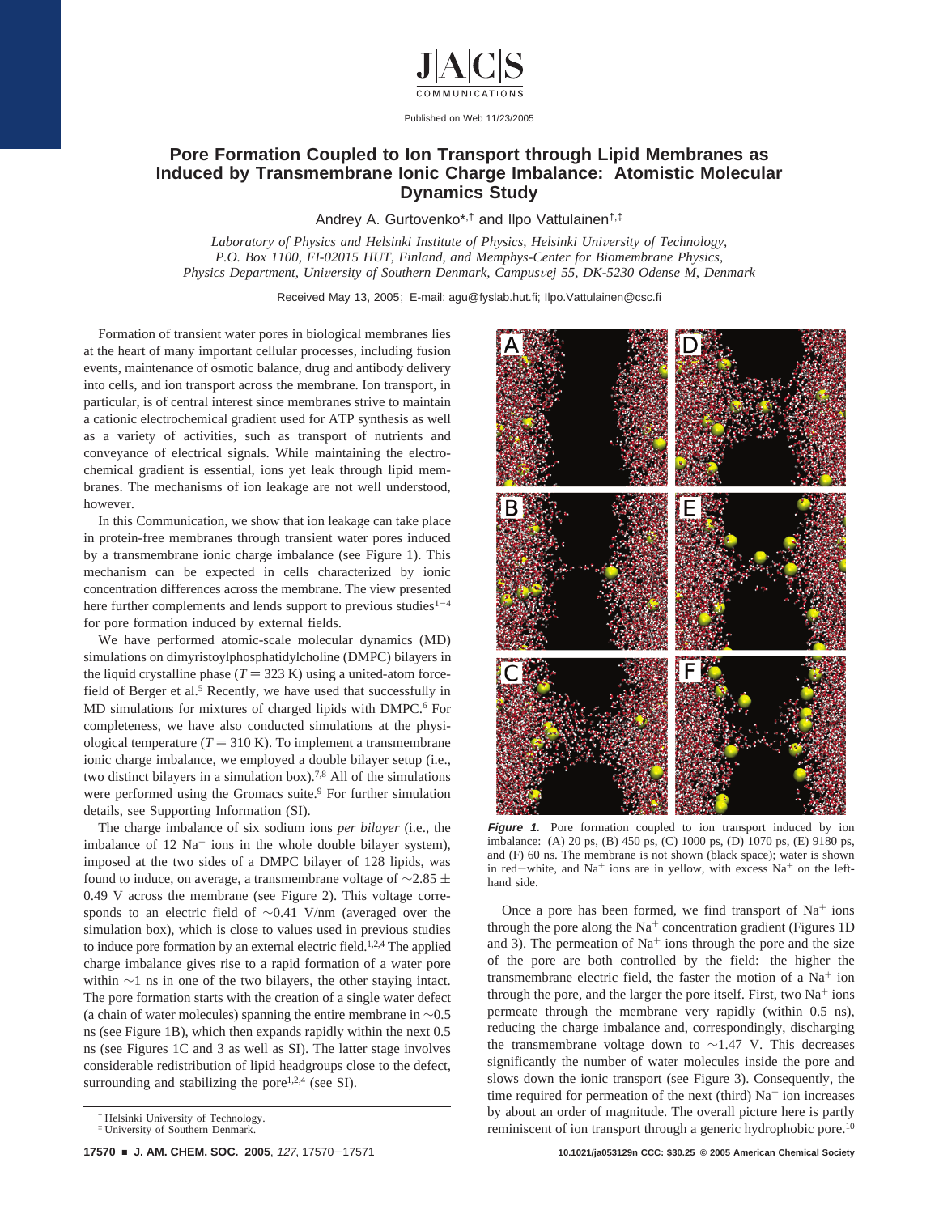# Pore Formation Coupled to Ion Transport through Lipid Membranes as Induced by Transmembrane Ionic Charge Imbalance: Atomistic Molecular Dynamics Study

Andrey A. Gurtovenko*,[†] and Ilpo Vattulainen[†,‡]

*Laboratory of Physics and Helsinki Institute of Physics, Helsinki University of Technology, P.O. Box 1100, FI-02015 HUT, Finland, and Memphys-Center for Biomembrane Physics, Physics Department, University of Southern Denmark, Campusvej 55, DK-5230 Odense M, Denmark*

Received May 13, 2005; E-mail: agu@fyslab.hut.fi; Ilpo.Vattulainen@csc.fi

Formation of transient water pores in biological membranes lies at the heart of many important cellular processes, including fusion events, maintenance of osmotic balance, drug and antibody delivery into cells, and ion transport across the membrane. Ion transport, in particular, is of central interest since membranes strive to maintain a cationic electrochemical gradient used for ATP synthesis as well as a variety of activities, such as transport of nutrients and conveyance of electrical signals. While maintaining the electrochemical gradient is essential, ions yet leak through lipid membranes. The mechanisms of ion leakage are not well understood, however.

In this Communication, we show that ion leakage can take place in protein-free membranes through transient water pores induced by a transmembrane ionic charge imbalance (see Figure 1). This mechanism can be expected in cells characterized by ionic concentration differences across the membrane. The view presented here further complements and lends support to previous studies[1-4] for pore formation induced by external fields.

We have performed atomic-scale molecular dynamics (MD) simulations on dimyristoylphosphatidylcholine (DMPC) bilayers in the liquid crystalline phase ($T = 323$ K) using a united-atom force-field of Berger et al.[5] Recently, we have used that successfully in MD simulations for mixtures of charged lipids with DMPC.[6] For completeness, we have also conducted simulations at the physiological temperature ($T = 310$ K). To implement a transmembrane ionic charge imbalance, we employed a double bilayer setup (i.e., two distinct bilayers in a simulation box).[7,8] All of the simulations were performed using the Gromacs suite.[9] For further simulation details, see Supporting Information (SI).

The charge imbalance of six sodium ions *per bilayer* (i.e., the imbalance of 12 $Na^+$ ions in the whole double bilayer system), imposed at the two sides of a DMPC bilayer of 128 lipids, was found to induce, on average, a transmembrane voltage of $\sim 2.85 \pm 0.49$ V across the membrane (see Figure 2). This voltage corresponds to an electric field of $\sim 0.41$ V/nm (averaged over the simulation box), which is close to values used in previous studies to induce pore formation by an external electric field.[1,2,4] The applied charge imbalance gives rise to a rapid formation of a water pore within $\sim 1$ ns in one of the two bilayers, the other staying intact. The pore formation starts with the creation of a single water defect (a chain of water molecules) spanning the entire membrane in $\sim 0.5$ ns (see Figure 1B), which then expands rapidly within the next 0.5 ns (see Figures 1C and 3 as well as SI). The latter stage involves considerable redistribution of lipid headgroups close to the defect, surrounding and stabilizing the pore[1,2,4] (see SI).

**Figure 1.** Pore formation coupled to ion transport induced by ion imbalance: (A) 20 ps, (B) 450 ps, (C) 1000 ps, (D) 1070 ps, (E) 9180 ps, and (F) 60 ns. The membrane is not shown (black space); water is shown in red−white, and $Na^+$ ions are in yellow, with excess $Na^+$ on the left-hand side.

Once a pore has been formed, we find transport of $Na^+$ ions through the pore along the $Na^+$ concentration gradient (Figures 1D and 3). The permeation of $Na^+$ ions through the pore and the size of the pore are both controlled by the field: the higher the transmembrane electric field, the faster the motion of a $Na^+$ ion through the pore, and the larger the pore itself. First, two $Na^+$ ions permeate through the membrane very rapidly (within 0.5 ns), reducing the charge imbalance and, correspondingly, discharging the transmembrane voltage down to $\sim 1.47$ V. This decreases significantly the number of water molecules inside the pore and slows down the ionic transport (see Figure 3). Consequently, the time required for permeation of the next (third) $Na^+$ ion increases by about an order of magnitude. The overall picture here is partly reminiscent of ion transport through a generic hydrophobic pore.[10]

[†] Helsinki University of Technology.
[‡] University of Southern Denmark.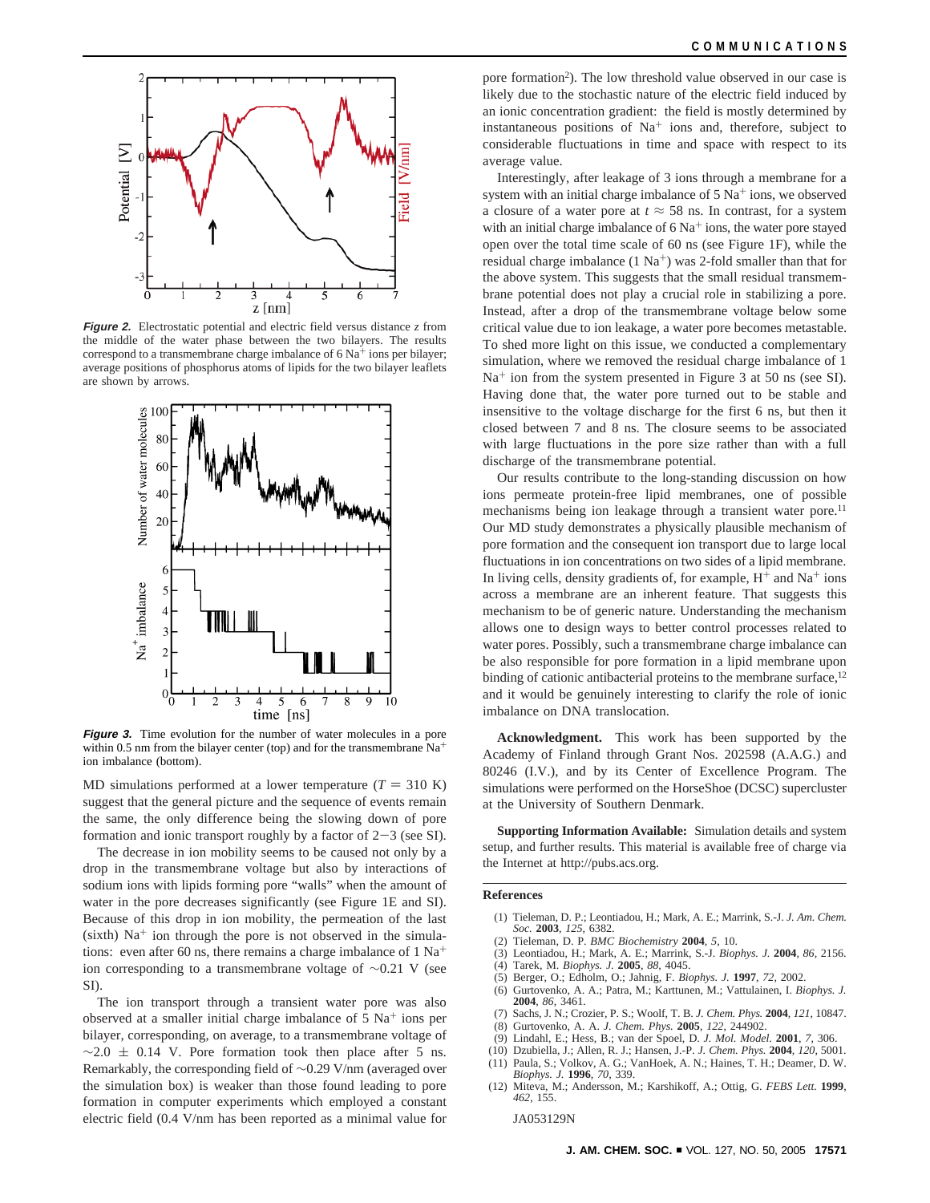Potential [V]

Field [V/nm]

z [nm]

2

1

0

-1

-2

-3

0 1 2 3 4 5 6 7

***Figure 2.*** Electrostatic potential and electric field versus distance *z* from the middle of the water phase between the two bilayers. The results correspond to a transmembrane charge imbalance of 6 $Na^+$ ions per bilayer; average positions of phosphorus atoms of lipids for the two bilayer leaflets are shown by arrows.

Number of water molecules

100

80

60

40

20

$Na^+$ imbalance

6

5

4

3

2

1

0

0 1 2 3 4 5 6 7 8 9 10

time [ns]

***Figure 3.*** Time evolution for the number of water molecules in a pore within 0.5 nm from the bilayer center (top) and for the transmembrane $Na^+$ ion imbalance (bottom).

MD simulations performed at a lower temperature ($T$ = 310 K) suggest that the general picture and the sequence of events remain the same, the only difference being the slowing down of pore formation and ionic transport roughly by a factor of 2−3 (see SI).

The decrease in ion mobility seems to be caused not only by a drop in the transmembrane voltage but also by interactions of sodium ions with lipids forming pore "walls" when the amount of water in the pore decreases significantly (see Figure 1E and SI). Because of this drop in ion mobility, the permeation of the last (sixth) $Na^+$ ion through the pore is not observed in the simulations: even after 60 ns, there remains a charge imbalance of 1 $Na^+$ ion corresponding to a transmembrane voltage of ~0.21 V (see SI).

The ion transport through a transient water pore was also observed at a smaller initial charge imbalance of 5 $Na^+$ ions per bilayer, corresponding, on average, to a transmembrane voltage of ~2.0 ± 0.14 V. Pore formation took then place after 5 ns. Remarkably, the corresponding field of ~0.29 V/nm (averaged over the simulation box) is weaker than those found leading to pore formation in computer experiments which employed a constant electric field (0.4 V/nm has been reported as a minimal value for pore formation[2]). The low threshold value observed in our case is likely due to the stochastic nature of the electric field induced by an ionic concentration gradient: the field is mostly determined by instantaneous positions of $Na^+$ ions and, therefore, subject to considerable fluctuations in time and space with respect to its average value.

Interestingly, after leakage of 3 ions through a membrane for a system with an initial charge imbalance of 5 $Na^+$ ions, we observed a closure of a water pore at $t \approx 58$ ns. In contrast, for a system with an initial charge imbalance of 6 $Na^+$ ions, the water pore stayed open over the total time scale of 60 ns (see Figure 1F), while the residual charge imbalance (1 $Na^+$) was 2-fold smaller than that for the above system. This suggests that the small residual transmembrane potential does not play a crucial role in stabilizing a pore. Instead, after a drop of the transmembrane voltage below some critical value due to ion leakage, a water pore becomes metastable. To shed more light on this issue, we conducted a complementary simulation, where we removed the residual charge imbalance of 1 $Na^+$ ion from the system presented in Figure 3 at 50 ns (see SI). Having done that, the water pore turned out to be stable and insensitive to the voltage discharge for the first 6 ns, but then it closed between 7 and 8 ns. The closure seems to be associated with large fluctuations in the pore size rather than with a full discharge of the transmembrane potential.

Our results contribute to the long-standing discussion on how ions permeate protein-free lipid membranes, one of possible mechanisms being ion leakage through a transient water pore.[11] Our MD study demonstrates a physically plausible mechanism of pore formation and the consequent ion transport due to large local fluctuations in ion concentrations on two sides of a lipid membrane. In living cells, density gradients of, for example, $H^+$ and $Na^+$ ions across a membrane are an inherent feature. That suggests this mechanism to be of generic nature. Understanding the mechanism allows one to design ways to better control processes related to water pores. Possibly, such a transmembrane charge imbalance can be also responsible for pore formation in a lipid membrane upon binding of cationic antibacterial proteins to the membrane surface,[12] and it would be genuinely interesting to clarify the role of ionic imbalance on DNA translocation.

**Acknowledgment.** This work has been supported by the Academy of Finland through Grant Nos. 202598 (A.A.G.) and 80246 (I.V.), and by its Center of Excellence Program. The simulations were performed on the HorseShoe (DCSC) supercluster at the University of Southern Denmark.

**Supporting Information Available:** Simulation details and system setup, and further results. This material is available free of charge via the Internet at http://pubs.acs.org.

## References

(1) Tieleman, D. P.; Leontiadou, H.; Mark, A. E.; Marrink, S.-J. *J. Am. Chem. Soc.* **2003**, *125*, 6382.
(2) Tieleman, D. P. *BMC Biochemistry* **2004**, *5*, 10.
(3) Leontiadou, H.; Mark, A. E.; Marrink, S.-J. *Biophys. J.* **2004**, *86*, 2156.
(4) Tarek, M. *Biophys. J.* **2005**, *88*, 4045.
(5) Berger, O.; Edholm, O.; Jahnig, F. *Biophys. J.* **1997**, *72*, 2002.
(6) Gurtovenko, A. A.; Patra, M.; Karttunen, M.; Vattulainen, I. *Biophys. J.* **2004**, *86*, 3461.
(7) Sachs, J. N.; Crozier, P. S.; Woolf, T. B. *J. Chem. Phys.* **2004**, *121*, 10847.
(8) Gurtovenko, A. A. *J. Chem. Phys.* **2005**, *122*, 244902.
(9) Lindahl, E.; Hess, B.; van der Spoel, D. *J. Mol. Model.* **2001**, *7*, 306.
(10) Dzubiella, J.; Allen, R. J.; Hansen, J.-P. *J. Chem. Phys.* **2004**, *120*, 5001.
(11) Paula, S.; Volkov, A. G.; VanHoek, A. N.; Haines, T. H.; Deamer, D. W. *Biophys. J.* **1996**, *70*, 339.
(12) Miteva, M.; Andersson, M.; Karshikoff, A.; Ottig, G. *FEBS Lett.* **1999**, *462*, 155.

JA053129N